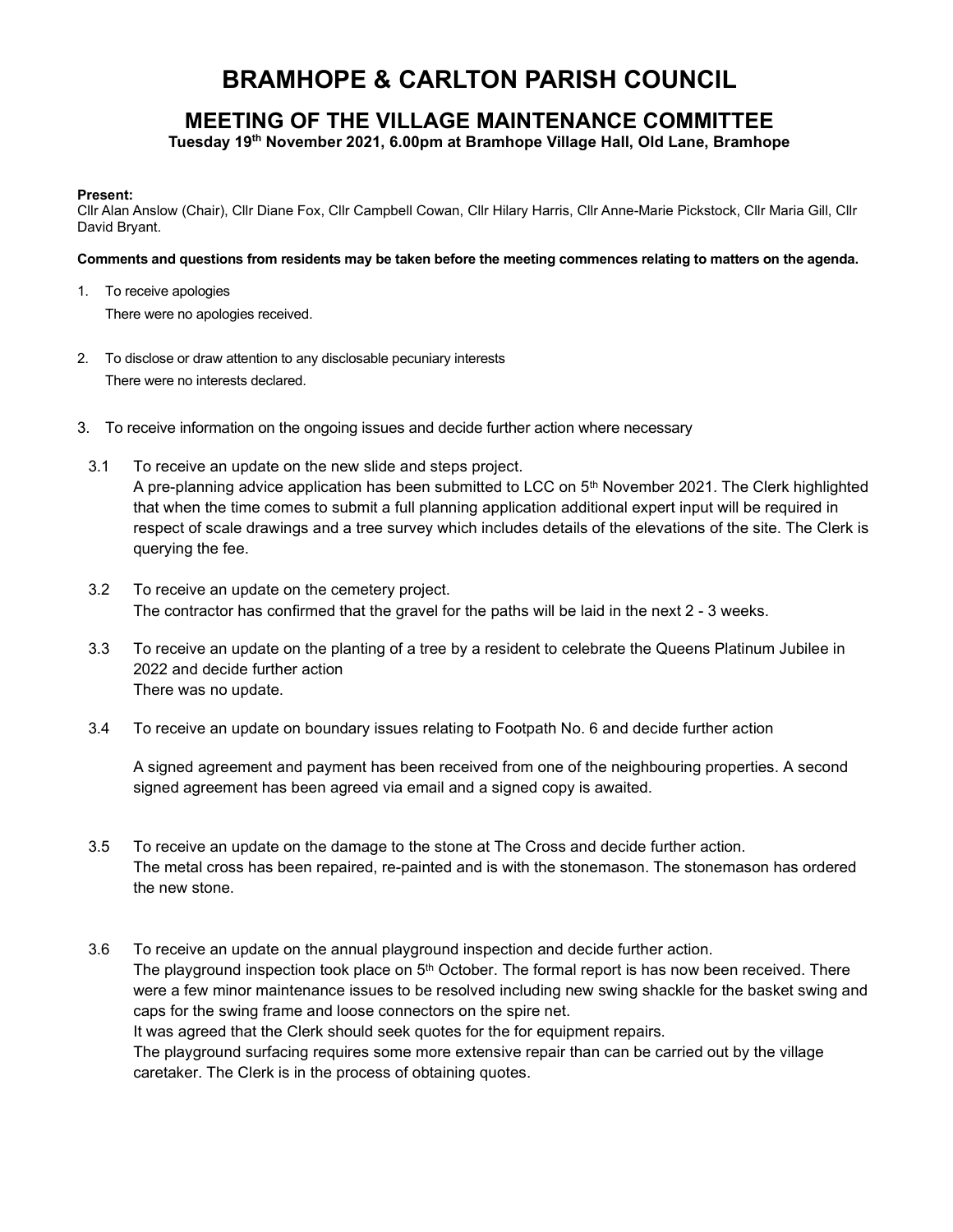# BRAMHOPE & CARLTON PARISH COUNCIL

## MEETING OF THE VILLAGE MAINTENANCE COMMITTEE

**Tuesday 19th November 2021, 6.00pm at Bramhope Village Hall, Old Lane, Bramhope**

**Present:**
Cllr Alan Anslow (Chair), Cllr Diane Fox, Cllr Campbell Cowan, Cllr Hilary Harris, Cllr Anne-Marie Pickstock, Cllr Maria Gill, Cllr David Bryant.

**Comments and questions from residents may be taken before the meeting commences relating to matters on the agenda.**

1. To receive apologies
   There were no apologies received.

2. To disclose or draw attention to any disclosable pecuniary interests
   There were no interests declared.

3. To receive information on the ongoing issues and decide further action where necessary

   3.1 To receive an update on the new slide and steps project.
   A pre-planning advice application has been submitted to LCC on 5th November 2021. The Clerk highlighted that when the time comes to submit a full planning application additional expert input will be required in respect of scale drawings and a tree survey which includes details of the elevations of the site. The Clerk is querying the fee.

   3.2 To receive an update on the cemetery project.
   The contractor has confirmed that the gravel for the paths will be laid in the next 2 - 3 weeks.

   3.3 To receive an update on the planting of a tree by a resident to celebrate the Queens Platinum Jubilee in 2022 and decide further action
   There was no update.

   3.4 To receive an update on boundary issues relating to Footpath No. 6 and decide further action

   A signed agreement and payment has been received from one of the neighbouring properties. A second signed agreement has been agreed via email and a signed copy is awaited.

   3.5 To receive an update on the damage to the stone at The Cross and decide further action.
   The metal cross has been repaired, re-painted and is with the stonemason. The stonemason has ordered the new stone.

   3.6 To receive an update on the annual playground inspection and decide further action.
   The playground inspection took place on 5th October. The formal report is has now been received. There were a few minor maintenance issues to be resolved including new swing shackle for the basket swing and caps for the swing frame and loose connectors on the spire net.
   It was agreed that the Clerk should seek quotes for the for equipment repairs.
   The playground surfacing requires some more extensive repair than can be carried out by the village caretaker. The Clerk is in the process of obtaining quotes.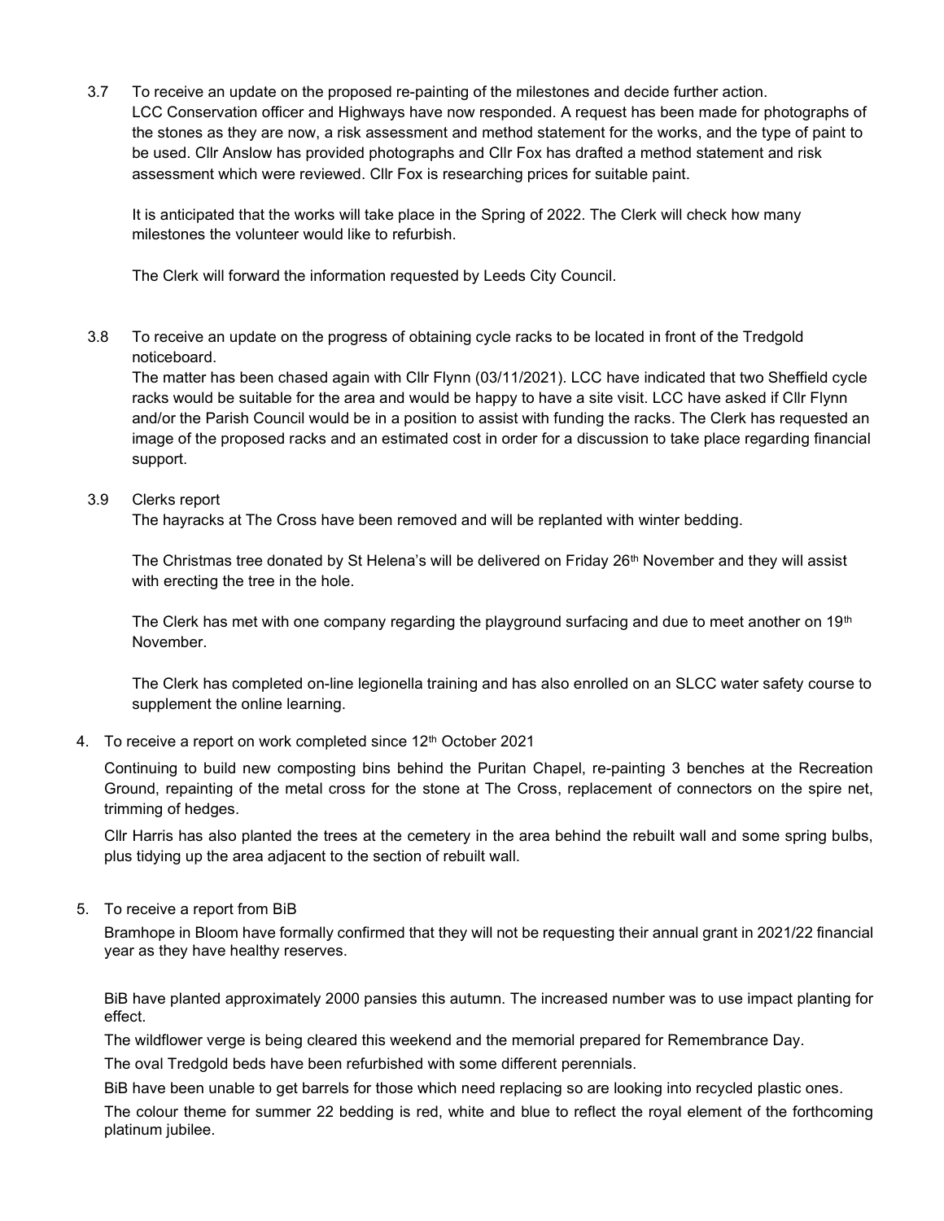3.7 To receive an update on the proposed re-painting of the milestones and decide further action.
LCC Conservation officer and Highways have now responded. A request has been made for photographs of the stones as they are now, a risk assessment and method statement for the works, and the type of paint to be used. Cllr Anslow has provided photographs and Cllr Fox has drafted a method statement and risk assessment which were reviewed. Cllr Fox is researching prices for suitable paint.

It is anticipated that the works will take place in the Spring of 2022. The Clerk will check how many milestones the volunteer would like to refurbish.

The Clerk will forward the information requested by Leeds City Council.

3.8 To receive an update on the progress of obtaining cycle racks to be located in front of the Tredgold noticeboard.
The matter has been chased again with Cllr Flynn (03/11/2021). LCC have indicated that two Sheffield cycle racks would be suitable for the area and would be happy to have a site visit. LCC have asked if Cllr Flynn and/or the Parish Council would be in a position to assist with funding the racks. The Clerk has requested an image of the proposed racks and an estimated cost in order for a discussion to take place regarding financial support.

3.9 Clerks report
The hayracks at The Cross have been removed and will be replanted with winter bedding.

The Christmas tree donated by St Helena's will be delivered on Friday 26th November and they will assist with erecting the tree in the hole.

The Clerk has met with one company regarding the playground surfacing and due to meet another on 19th November.

The Clerk has completed on-line legionella training and has also enrolled on an SLCC water safety course to supplement the online learning.

4. To receive a report on work completed since 12th October 2021

Continuing to build new composting bins behind the Puritan Chapel, re-painting 3 benches at the Recreation Ground, repainting of the metal cross for the stone at The Cross, replacement of connectors on the spire net, trimming of hedges.

Cllr Harris has also planted the trees at the cemetery in the area behind the rebuilt wall and some spring bulbs, plus tidying up the area adjacent to the section of rebuilt wall.

5. To receive a report from BiB

Bramhope in Bloom have formally confirmed that they will not be requesting their annual grant in 2021/22 financial year as they have healthy reserves.

BiB have planted approximately 2000 pansies this autumn. The increased number was to use impact planting for effect.

The wildflower verge is being cleared this weekend and the memorial prepared for Remembrance Day.

The oval Tredgold beds have been refurbished with some different perennials.

BiB have been unable to get barrels for those which need replacing so are looking into recycled plastic ones.

The colour theme for summer 22 bedding is red, white and blue to reflect the royal element of the forthcoming platinum jubilee.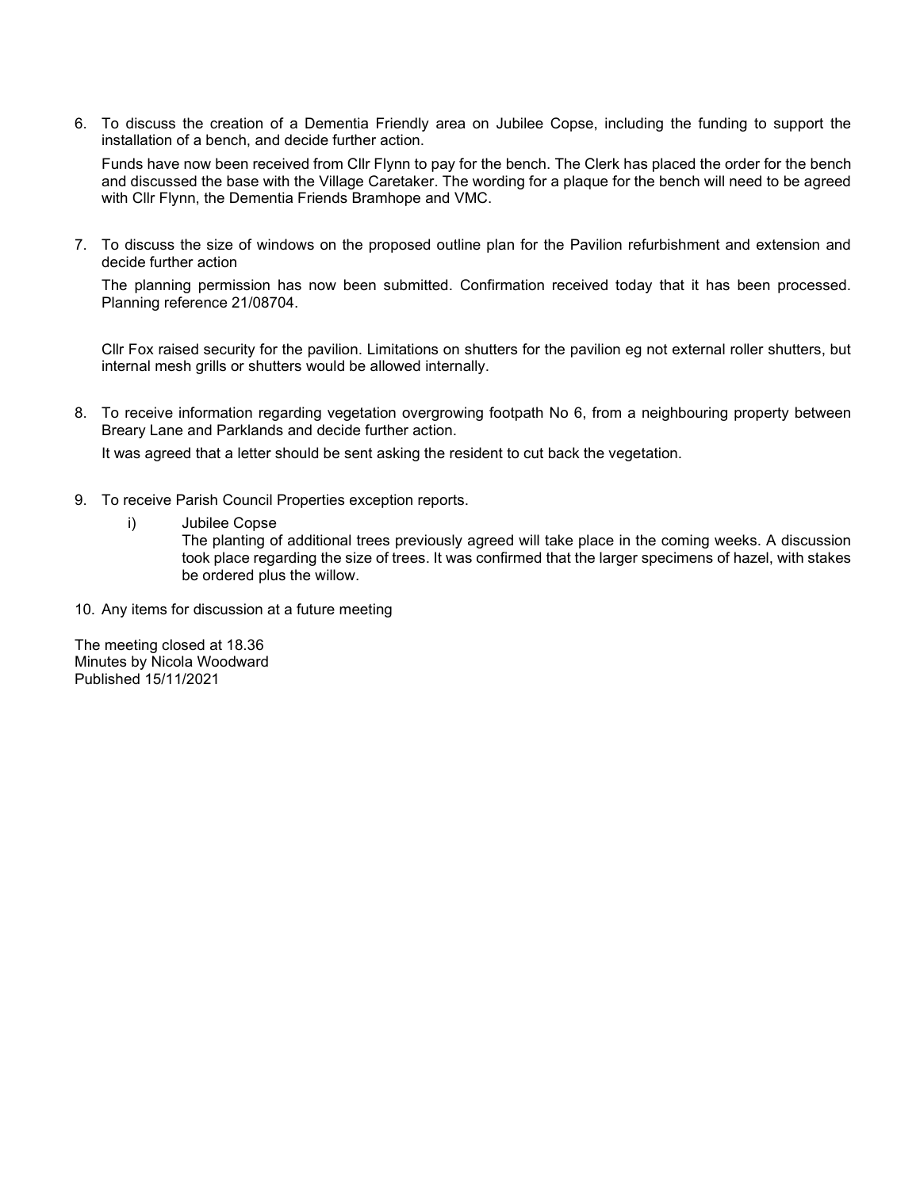6. To discuss the creation of a Dementia Friendly area on Jubilee Copse, including the funding to support the installation of a bench, and decide further action.

   Funds have now been received from Cllr Flynn to pay for the bench. The Clerk has placed the order for the bench and discussed the base with the Village Caretaker. The wording for a plaque for the bench will need to be agreed with Cllr Flynn, the Dementia Friends Bramhope and VMC.

7. To discuss the size of windows on the proposed outline plan for the Pavilion refurbishment and extension and decide further action

   The planning permission has now been submitted. Confirmation received today that it has been processed. Planning reference 21/08704.

   Cllr Fox raised security for the pavilion. Limitations on shutters for the pavilion eg not external roller shutters, but internal mesh grills or shutters would be allowed internally.

8. To receive information regarding vegetation overgrowing footpath No 6, from a neighbouring property between Breary Lane and Parklands and decide further action.

   It was agreed that a letter should be sent asking the resident to cut back the vegetation.

9. To receive Parish Council Properties exception reports.

   i) Jubilee Copse
      The planting of additional trees previously agreed will take place in the coming weeks. A discussion took place regarding the size of trees. It was confirmed that the larger specimens of hazel, with stakes be ordered plus the willow.

10. Any items for discussion at a future meeting

The meeting closed at 18.36
Minutes by Nicola Woodward
Published 15/11/2021